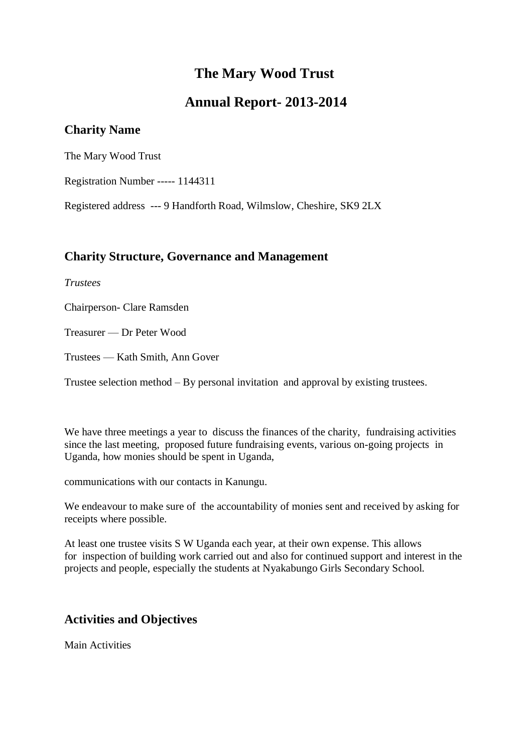# The Mary Wood Trust

# Annual Report- 2013-2014

## Charity Name

The Mary Wood Trust

Registration Number ----- 1144311

Registered address --- 9 Handforth Road, Wilmslow, Cheshire, SK9 2LX

## Charity Structure, Governance and Management

*Trustees*

Chairperson- Clare Ramsden

Treasurer — Dr Peter Wood

Trustees — Kath Smith, Ann Gover

Trustee selection method – By personal invitation and approval by existing trustees.

We have three meetings a year to discuss the finances of the charity, fundraising activities since the last meeting, proposed future fundraising events, various on-going projects in Uganda, how monies should be spent in Uganda,

communications with our contacts in Kanungu.

We endeavour to make sure of the accountability of monies sent and received by asking for receipts where possible.

At least one trustee visits S W Uganda each year, at their own expense. This allows for inspection of building work carried out and also for continued support and interest in the projects and people, especially the students at Nyakabungo Girls Secondary School.

## Activities and Objectives

Main Activities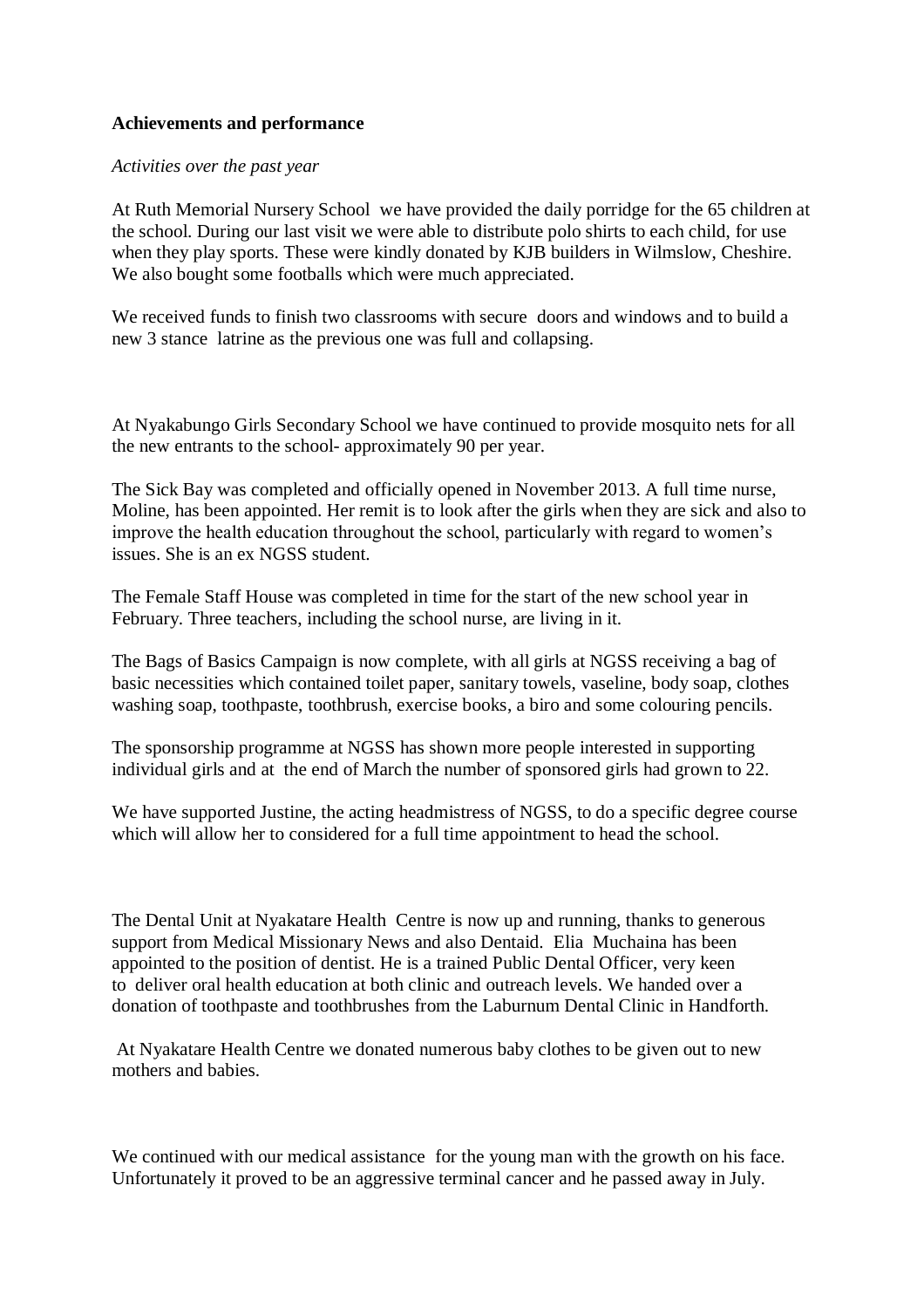**Achievements and performance**

*Activities over the past year*

At Ruth Memorial Nursery School we have provided the daily porridge for the 65 children at the school. During our last visit we were able to distribute polo shirts to each child, for use when they play sports. These were kindly donated by KJB builders in Wilmslow, Cheshire. We also bought some footballs which were much appreciated.

We received funds to finish two classrooms with secure doors and windows and to build a new 3 stance latrine as the previous one was full and collapsing.

At Nyakabungo Girls Secondary School we have continued to provide mosquito nets for all the new entrants to the school- approximately 90 per year.

The Sick Bay was completed and officially opened in November 2013. A full time nurse, Moline, has been appointed. Her remit is to look after the girls when they are sick and also to improve the health education throughout the school, particularly with regard to women's issues. She is an ex NGSS student.

The Female Staff House was completed in time for the start of the new school year in February. Three teachers, including the school nurse, are living in it.

The Bags of Basics Campaign is now complete, with all girls at NGSS receiving a bag of basic necessities which contained toilet paper, sanitary towels, vaseline, body soap, clothes washing soap, toothpaste, toothbrush, exercise books, a biro and some colouring pencils.

The sponsorship programme at NGSS has shown more people interested in supporting individual girls and at the end of March the number of sponsored girls had grown to 22.

We have supported Justine, the acting headmistress of NGSS, to do a specific degree course which will allow her to considered for a full time appointment to head the school.

The Dental Unit at Nyakatare Health Centre is now up and running, thanks to generous support from Medical Missionary News and also Dentaid. Elia Muchaina has been appointed to the position of dentist. He is a trained Public Dental Officer, very keen to deliver oral health education at both clinic and outreach levels. We handed over a donation of toothpaste and toothbrushes from the Laburnum Dental Clinic in Handforth.

At Nyakatare Health Centre we donated numerous baby clothes to be given out to new mothers and babies.

We continued with our medical assistance for the young man with the growth on his face. Unfortunately it proved to be an aggressive terminal cancer and he passed away in July.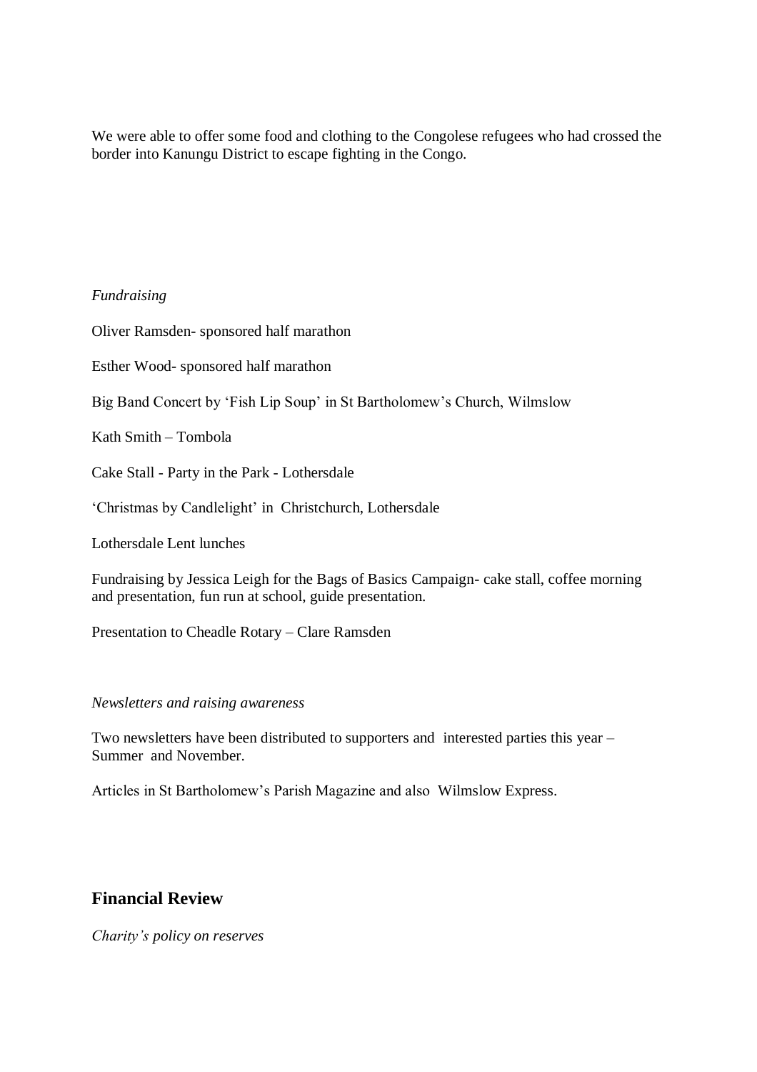We were able to offer some food and clothing to the Congolese refugees who had crossed the border into Kanungu District to escape fighting in the Congo.

*Fundraising*

Oliver Ramsden- sponsored half marathon

Esther Wood- sponsored half marathon

Big Band Concert by 'Fish Lip Soup' in St Bartholomew's Church, Wilmslow

Kath Smith – Tombola

Cake Stall - Party in the Park - Lothersdale

'Christmas by Candlelight' in Christchurch, Lothersdale

Lothersdale Lent lunches

Fundraising by Jessica Leigh for the Bags of Basics Campaign- cake stall, coffee morning and presentation, fun run at school, guide presentation.

Presentation to Cheadle Rotary – Clare Ramsden

*Newsletters and raising awareness*

Two newsletters have been distributed to supporters and interested parties this year – Summer and November.

Articles in St Bartholomew's Parish Magazine and also Wilmslow Express.

## Financial Review

*Charity's policy on reserves*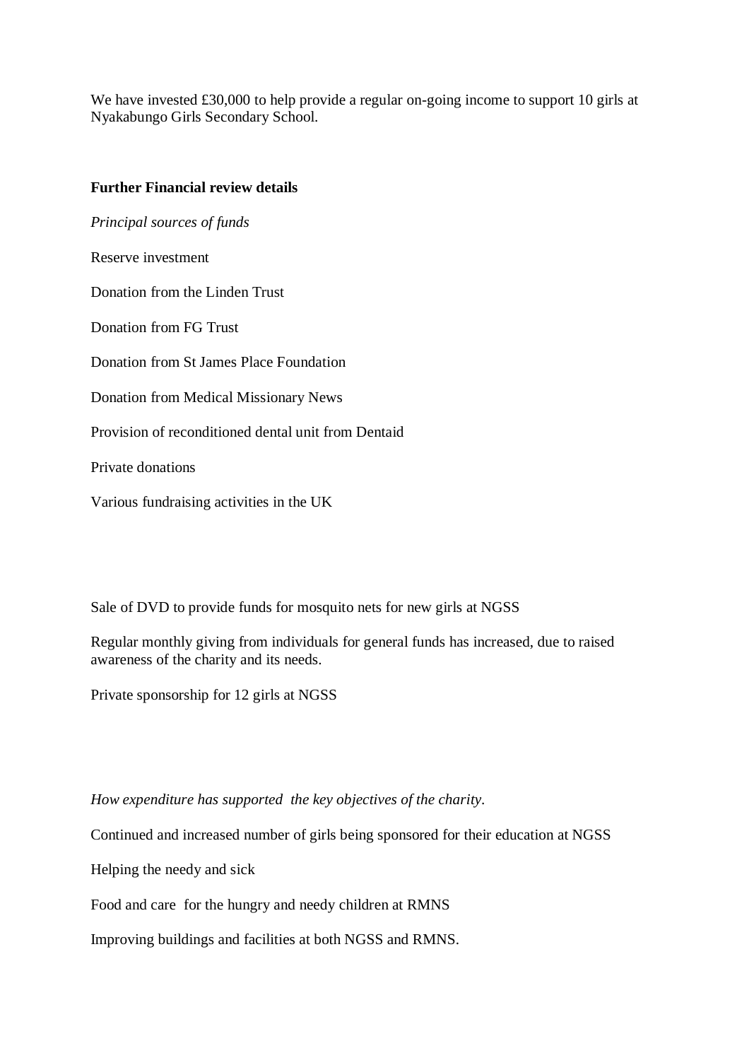We have invested £30,000 to help provide a regular on-going income to support 10 girls at Nyakabungo Girls Secondary School.

**Further Financial review details**

*Principal sources of funds*

Reserve investment

Donation from the Linden Trust

Donation from FG Trust

Donation from St James Place Foundation

Donation from Medical Missionary News

Provision of reconditioned dental unit from Dentaid

Private donations

Various fundraising activities in the UK

Sale of DVD to provide funds for mosquito nets for new girls at NGSS

Regular monthly giving from individuals for general funds has increased, due to raised awareness of the charity and its needs.

Private sponsorship for 12 girls at NGSS

*How expenditure has supported the key objectives of the charity*.

Continued and increased number of girls being sponsored for their education at NGSS

Helping the needy and sick

Food and care for the hungry and needy children at RMNS

Improving buildings and facilities at both NGSS and RMNS.